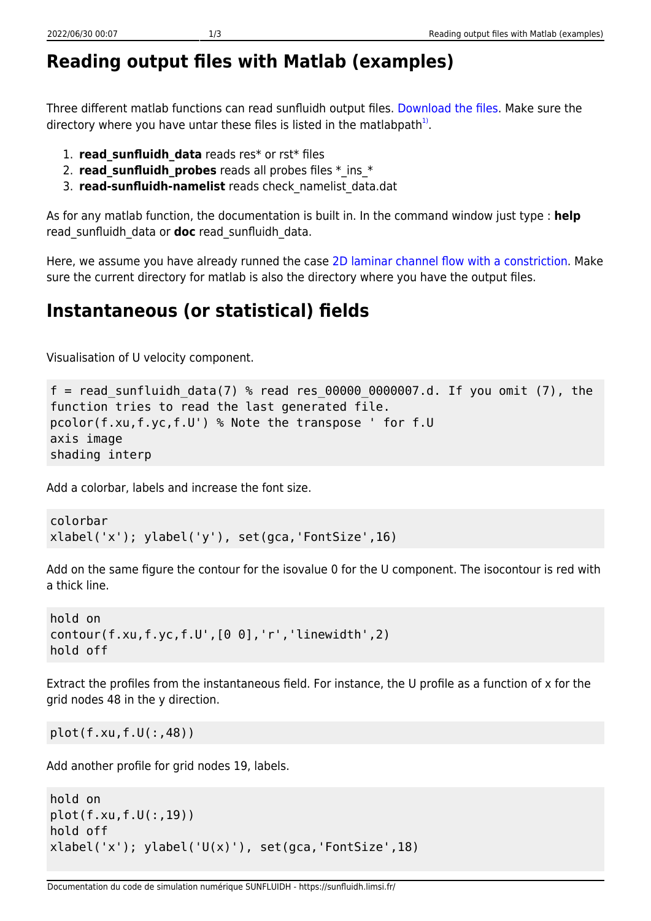# Reading output files with Matlab (examples)

Three different matlab functions can read sunfluidh output files. Download the files. Make sure the directory where you have untar these files is listed in the matlabpath[1].

1. **read_sunfluidh_data** reads res* or rst* files
2. **read_sunfluidh_probes** reads all probes files *_ins_*
3. **read-sunfluidh-namelist** reads check_namelist_data.dat

As for any matlab function, the documentation is built in. In the command window just type : **help** read_sunfluidh_data or **doc** read_sunfluidh_data.

Here, we assume you have already runned the case 2D laminar channel flow with a constriction. Make sure the current directory for matlab is also the directory where you have the output files.

## Instantaneous (or statistical) fields

Visualisation of U velocity component.

```
f = read_sunfluidh_data(7) % read res_00000_0000007.d. If you omit (7), the function tries to read the last generated file.
pcolor(f.xu,f.yc,f.U') % Note the transpose ' for f.U
axis image
shading interp
```

Add a colorbar, labels and increase the font size.

```
colorbar
xlabel('x'); ylabel('y'), set(gca,'FontSize',16)
```

Add on the same figure the contour for the isovalue 0 for the U component. The isocontour is red with a thick line.

```
hold on
contour(f.xu,f.yc,f.U',[0 0],'r','linewidth',2)
hold off
```

Extract the profiles from the instantaneous field. For instance, the U profile as a function of x for the grid nodes 48 in the y direction.

```
plot(f.xu,f.U(:,48))
```

Add another profile for grid nodes 19, labels.

```
hold on
plot(f.xu,f.U(:,19))
hold off
xlabel('x'); ylabel('U(x)'), set(gca,'FontSize',18)
```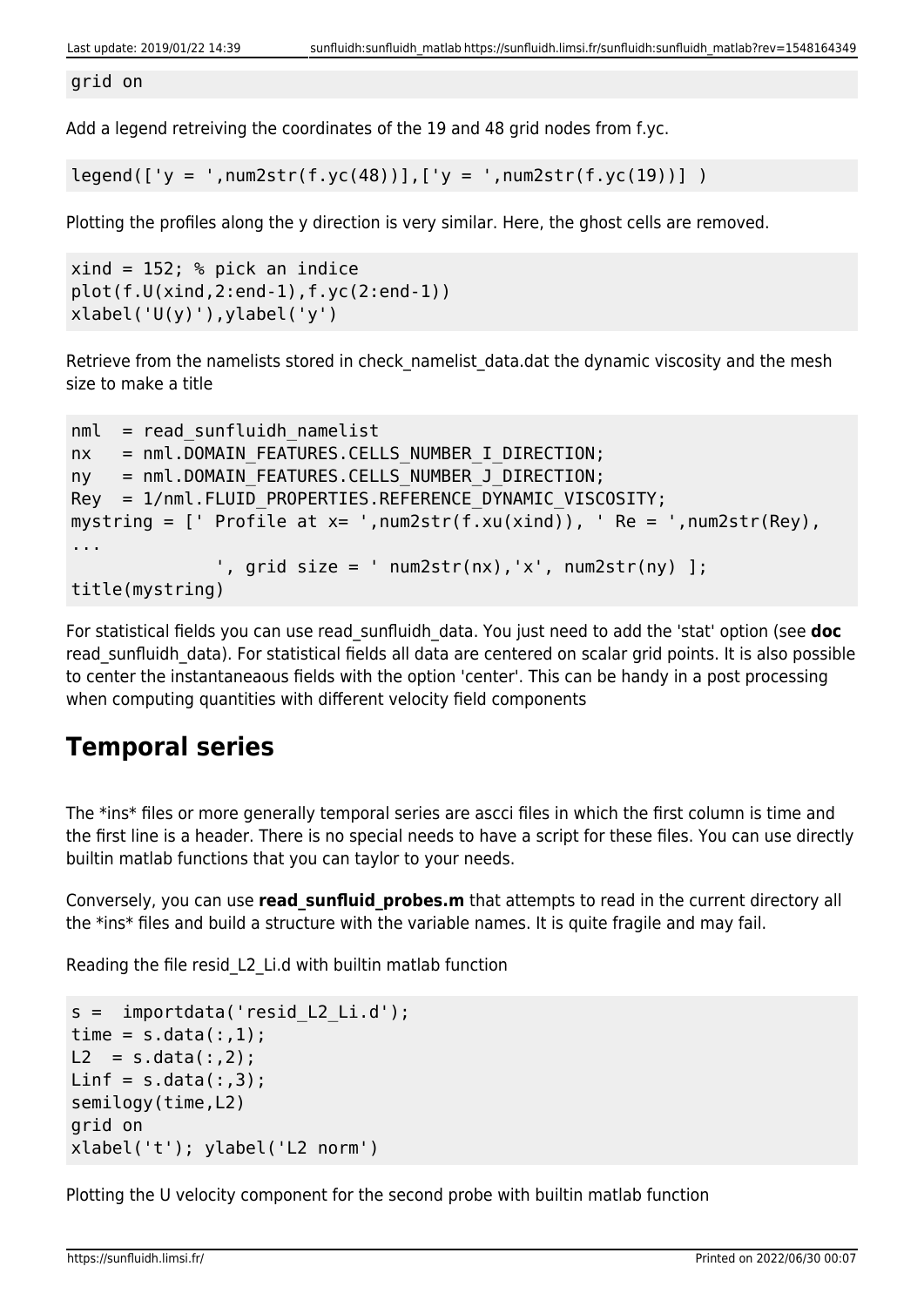```
grid on
```

Add a legend retreiving the coordinates of the 19 and 48 grid nodes from f.yc.

```
legend(['y = ',num2str(f.yc(48))],['y = ',num2str(f.yc(19))] )
```

Plotting the profiles along the y direction is very similar. Here, the ghost cells are removed.

```
xind = 152; % pick an indice
plot(f.U(xind,2:end-1),f.yc(2:end-1))
xlabel('U(y)'),ylabel('y')
```

Retrieve from the namelists stored in check_namelist_data.dat the dynamic viscosity and the mesh size to make a title

```
nml  = read_sunfluidh_namelist
nx   = nml.DOMAIN_FEATURES.CELLS_NUMBER_I_DIRECTION;
ny   = nml.DOMAIN_FEATURES.CELLS_NUMBER_J_DIRECTION;
Rey  = 1/nml.FLUID_PROPERTIES.REFERENCE_DYNAMIC_VISCOSITY;
mystring = [' Profile at x= ',num2str(f.xu(xind)), ' Re = ',num2str(Rey),
...
             ', grid size = ' num2str(nx),'x', num2str(ny) ];
title(mystring)
```

For statistical fields you can use read_sunfluidh_data. You just need to add the 'stat' option (see **doc** read_sunfluidh_data). For statistical fields all data are centered on scalar grid points. It is also possible to center the instantaneaous fields with the option 'center'. This can be handy in a post processing when computing quantities with different velocity field components

## Temporal series

The *ins* files or more generally temporal series are ascci files in which the first column is time and the first line is a header. There is no special needs to have a script for these files. You can use directly builtin matlab functions that you can taylor to your needs.

Conversely, you can use **read_sunfluid_probes.m** that attempts to read in the current directory all the *ins* files and build a structure with the variable names. It is quite fragile and may fail.

Reading the file resid_L2_Li.d with builtin matlab function

```
s =  importdata('resid_L2_Li.d');
time = s.data(:,1);
L2  = s.data(:,2);
Linf = s.data(:,3);
semilogy(time,L2)
grid on
xlabel('t'); ylabel('L2 norm')
```

Plotting the U velocity component for the second probe with builtin matlab function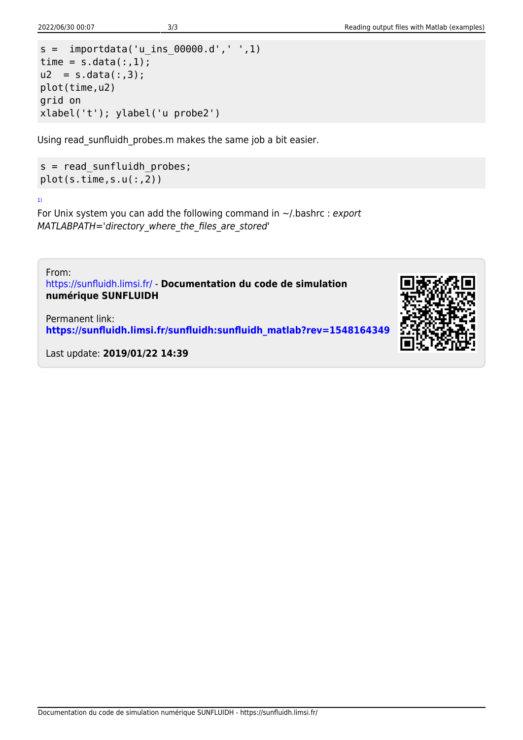```
s =  importdata('u_ins_00000.d',' ',1)
time = s.data(:,1);
u2  = s.data(:,3);
plot(time,u2)
grid on
xlabel('t'); ylabel('u probe2')
```

Using read_sunfluidh_probes.m makes the same job a bit easier.

```
s = read_sunfluidh_probes;
plot(s.time,s.u(:,2))
```

[1]
For Unix system you can add the following command in ~/.bashrc : *export MATLABPATH='directory_where_the_files_are_stored'*

From:
https://sunfluidh.limsi.fr/ - **Documentation du code de simulation numérique SUNFLUIDH**

Permanent link:
**https://sunfluidh.limsi.fr/sunfluidh:sunfluidh_matlab?rev=1548164349**

Last update: **2019/01/22 14:39**